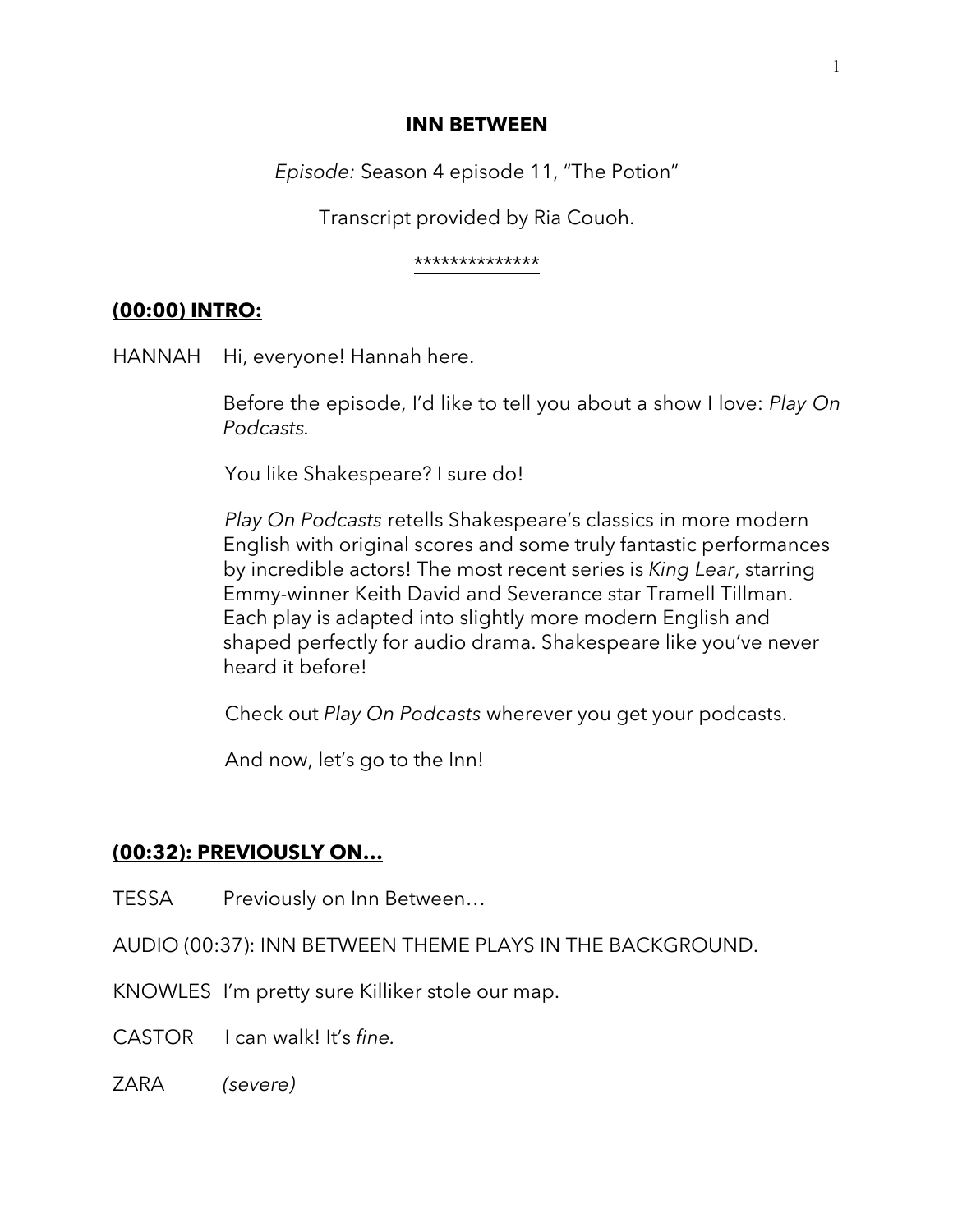# INN BETWEEN

*Episode:* Season 4 episode 11, "The Potion"

Transcript provided by Ria Couoh.

**************

## **(00:00) INTRO:**

HANNAH Hi, everyone! Hannah here.

Before the episode, I'd like to tell you about a show I love: *Play On Podcasts*.

You like Shakespeare? I sure do!

*Play On Podcasts* retells Shakespeare's classics in more modern English with original scores and some truly fantastic performances by incredible actors! The most recent series is *King Lear*, starring Emmy-winner Keith David and Severance star Tramell Tillman. Each play is adapted into slightly more modern English and shaped perfectly for audio drama. Shakespeare like you've never heard it before!

Check out *Play On Podcasts* wherever you get your podcasts.

And now, let's go to the Inn!

## **(00:32): PREVIOUSLY ON…**

TESSA Previously on Inn Between…

AUDIO (00:37): INN BETWEEN THEME PLAYS IN THE BACKGROUND.

KNOWLES I'm pretty sure Killiker stole our map.

CASTOR I can walk! It's *fine*.

ZARA *(severe)*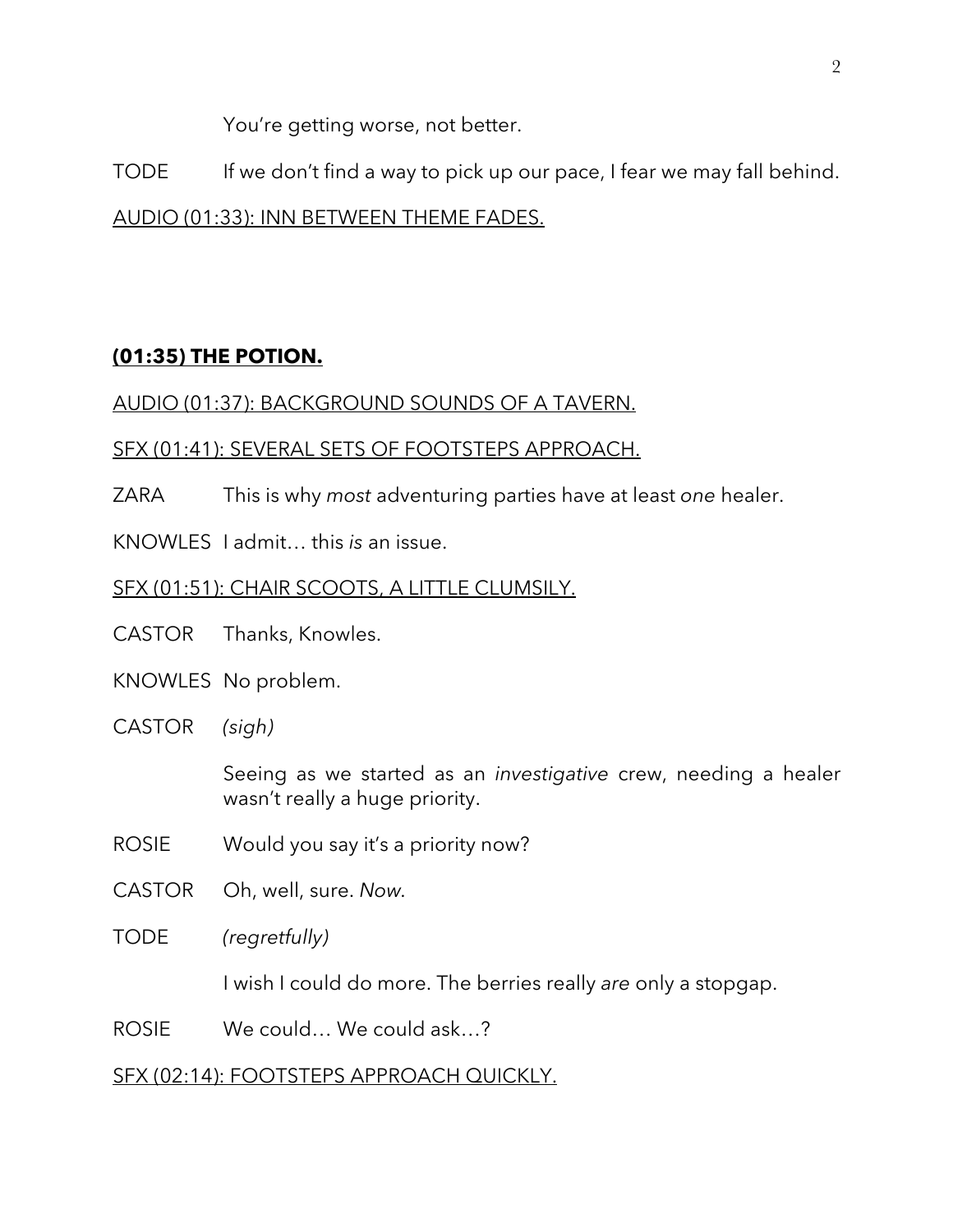You're getting worse, not better.

TODE If we don't find a way to pick up our pace, I fear we may fall behind.

<u>AUDIO (01:33): INN BETWEEN THEME FADES.</u>

## **<u>(01:35) THE POTION.</u>**

<u>AUDIO (01:37): BACKGROUND SOUNDS OF A TAVERN.</u>

<u>SFX (01:41): SEVERAL SETS OF FOOTSTEPS APPROACH.</u>

ZARA This is why *most* adventuring parties have at least *one* healer.

KNOWLES I admit… this *is* an issue.

<u>SFX (01:51): CHAIR SCOOTS, A LITTLE CLUMSILY.</u>

CASTOR Thanks, Knowles.

KNOWLES No problem.

CASTOR *(sigh)*

Seeing as we started as an *investigative* crew, needing a healer wasn't really a huge priority.

ROSIE Would you say it's a priority now?

CASTOR Oh, well, sure. *Now.*

TODE *(regretfully)*

I wish I could do more. The berries really *are* only a stopgap.

ROSIE We could… We could ask…?

<u>SFX (02:14): FOOTSTEPS APPROACH QUICKLY.</u>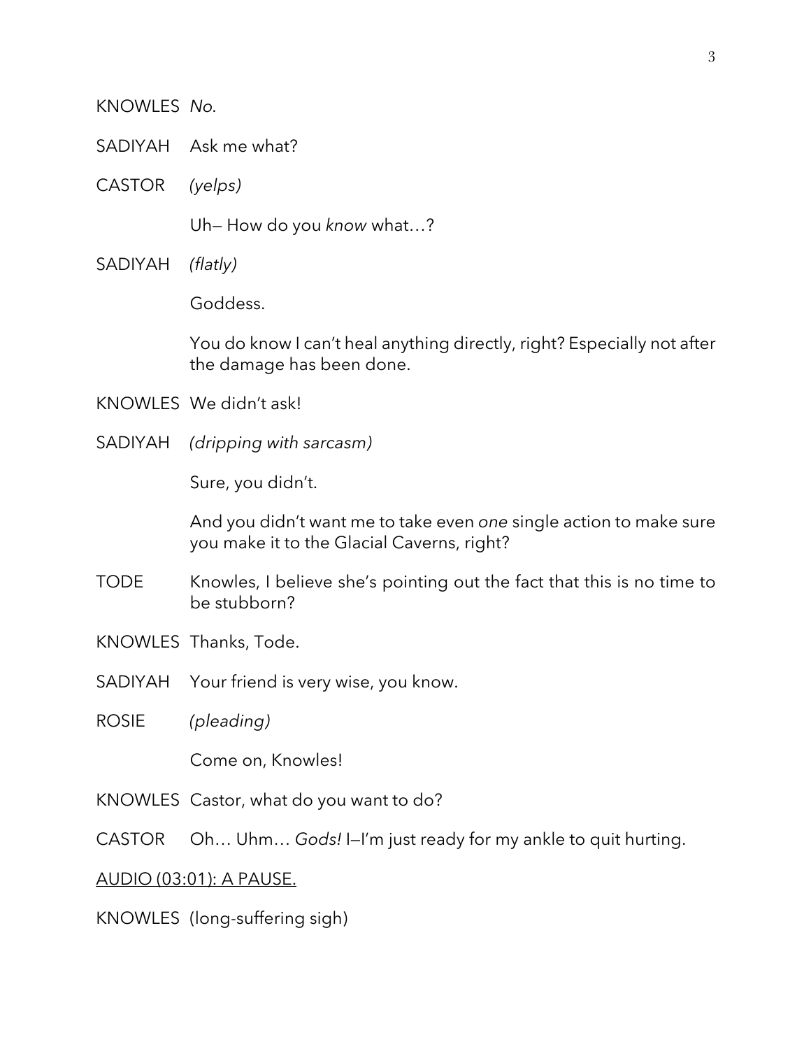KNOWLES *No.*

SADIYAH Ask me what?

CASTOR *(yelps)*

Uh— How do you *know* what…?

SADIYAH *(flatly)*

Goddess.

You do know I can't heal anything directly, right? Especially not after the damage has been done.

KNOWLES We didn't ask!

SADIYAH *(dripping with sarcasm)*

Sure, you didn't.

And you didn't want me to take even *one* single action to make sure you make it to the Glacial Caverns, right?

TODE Knowles, I believe she's pointing out the fact that this is no time to be stubborn?

KNOWLES Thanks, Tode.

SADIYAH Your friend is very wise, you know.

ROSIE *(pleading)*

Come on, Knowles!

KNOWLES Castor, what do you want to do?

CASTOR Oh… Uhm… *Gods!* I—I'm just ready for my ankle to quit hurting.

<u>AUDIO (03:01): A PAUSE.</u>

KNOWLES (long-suffering sigh)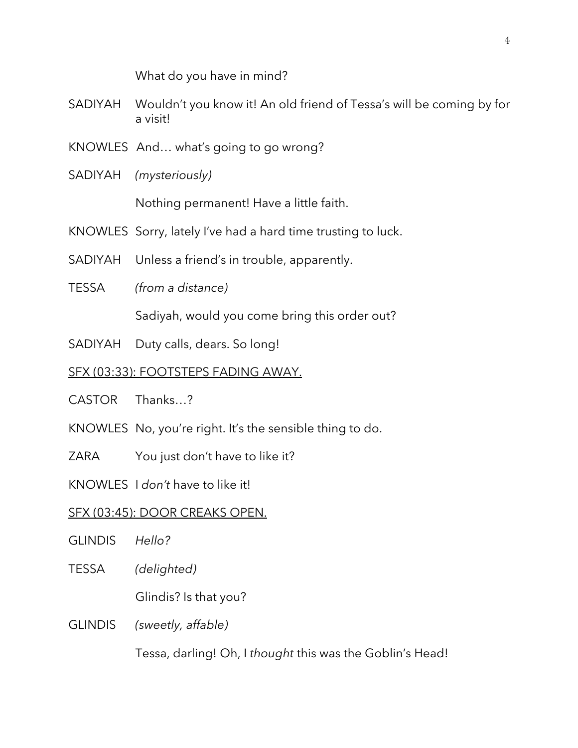What do you have in mind?

SADIYAH Wouldn't you know it! An old friend of Tessa's will be coming by for a visit!

KNOWLES And… what's going to go wrong?

SADIYAH *(mysteriously)*

Nothing permanent! Have a little faith.

KNOWLES Sorry, lately I've had a hard time trusting to luck.

SADIYAH Unless a friend's in trouble, apparently.

TESSA *(from a distance)*

Sadiyah, would you come bring this order out?

SADIYAH Duty calls, dears. So long!

<u>SFX (03:33): FOOTSTEPS FADING AWAY.</u>

CASTOR Thanks…?

KNOWLES No, you're right. It's the sensible thing to do.

ZARA You just don't have to like it?

KNOWLES I *don't* have to like it!

<u>SFX (03:45): DOOR CREAKS OPEN.</u>

GLINDIS *Hello?*

TESSA *(delighted)*

Glindis? Is that you?

GLINDIS *(sweetly, affable)*

Tessa, darling! Oh, I *thought* this was the Goblin's Head!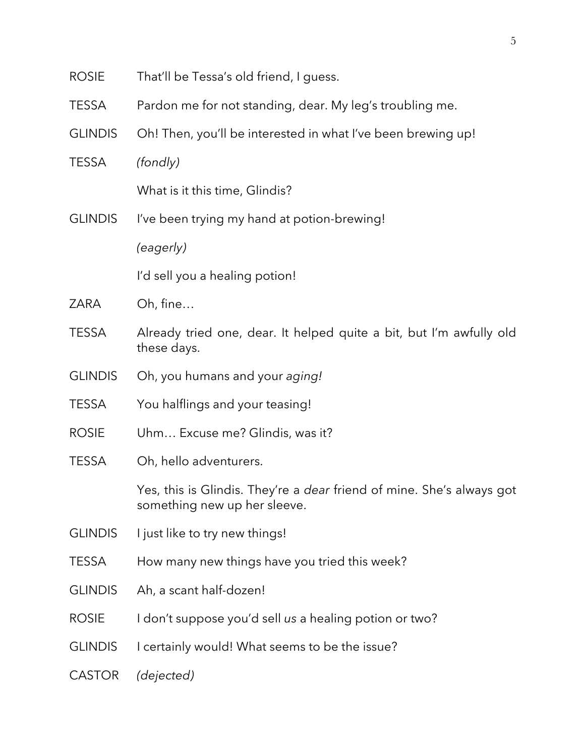ROSIE That'll be Tessa's old friend, I guess.

TESSA Pardon me for not standing, dear. My leg's troubling me.

GLINDIS Oh! Then, you'll be interested in what I've been brewing up!

TESSA *(fondly)*

What is it this time, Glindis?

GLINDIS I've been trying my hand at potion-brewing!

*(eagerly)*

I'd sell you a healing potion!

ZARA Oh, fine…

TESSA Already tried one, dear. It helped quite a bit, but I'm awfully old these days.

GLINDIS Oh, you humans and your *aging!*

TESSA You halflings and your teasing!

ROSIE Uhm… Excuse me? Glindis, was it?

TESSA Oh, hello adventurers.

Yes, this is Glindis. They're a *dear* friend of mine. She's always got something new up her sleeve.

GLINDIS I just like to try new things!

TESSA How many new things have you tried this week?

GLINDIS Ah, a scant half-dozen!

ROSIE I don't suppose you'd sell *us* a healing potion or two?

GLINDIS I certainly would! What seems to be the issue?

CASTOR *(dejected)*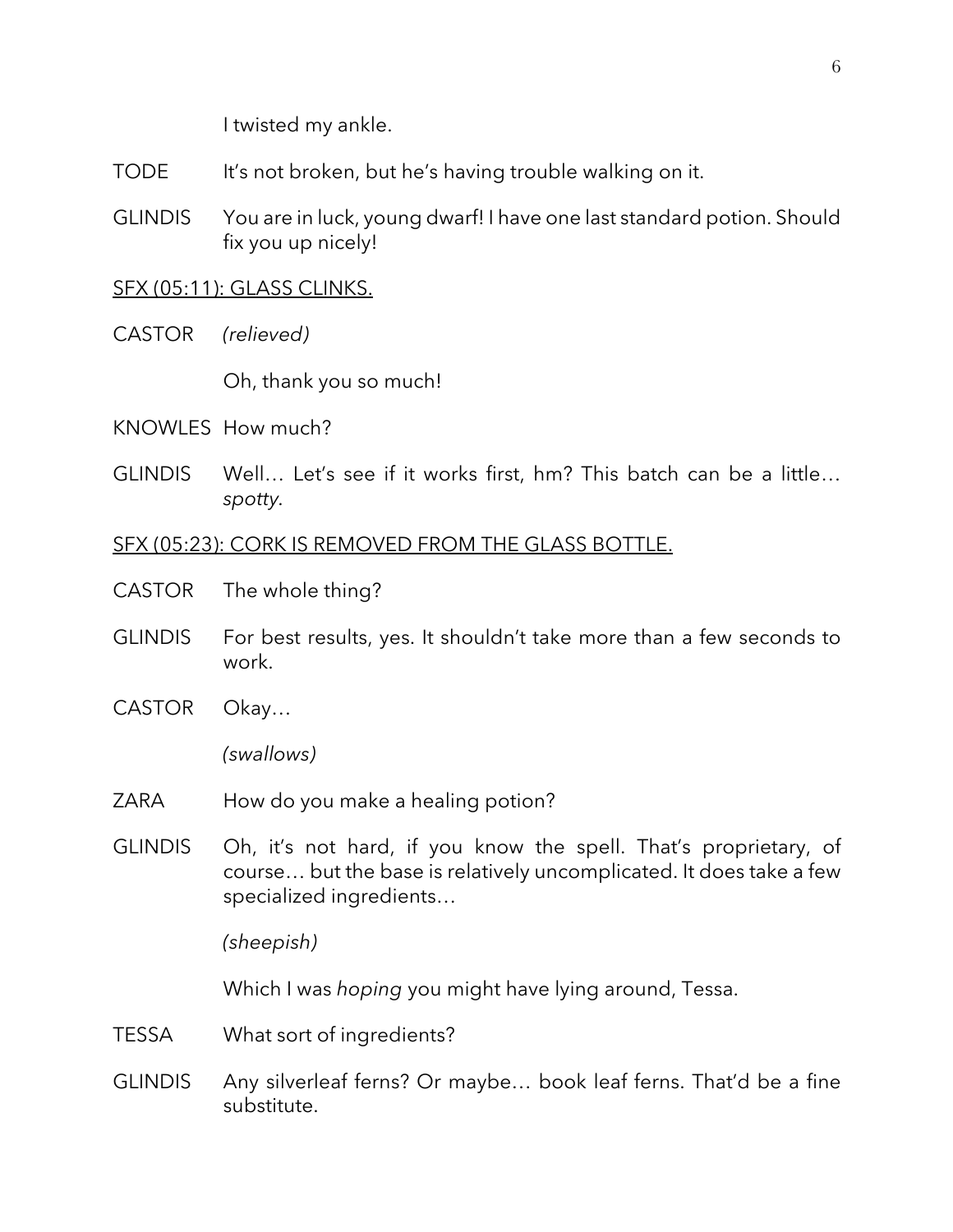I twisted my ankle.

TODE It's not broken, but he's having trouble walking on it.

GLINDIS You are in luck, young dwarf! I have one last standard potion. Should fix you up nicely!

<u>SFX (05:11): GLASS CLINKS.</u>

CASTOR *(relieved)*

Oh, thank you so much!

KNOWLES How much?

GLINDIS Well… Let's see if it works first, hm? This batch can be a little… *spotty.*

<u>SFX (05:23): CORK IS REMOVED FROM THE GLASS BOTTLE.</u>

CASTOR The whole thing?

GLINDIS For best results, yes. It shouldn't take more than a few seconds to work.

CASTOR Okay…

*(swallows)*

ZARA How do you make a healing potion?

GLINDIS Oh, it's not hard, if you know the spell. That's proprietary, of course… but the base is relatively uncomplicated. It does take a few specialized ingredients…

*(sheepish)*

Which I was *hoping* you might have lying around, Tessa.

TESSA What sort of ingredients?

GLINDIS Any silverleaf ferns? Or maybe… book leaf ferns. That'd be a fine substitute.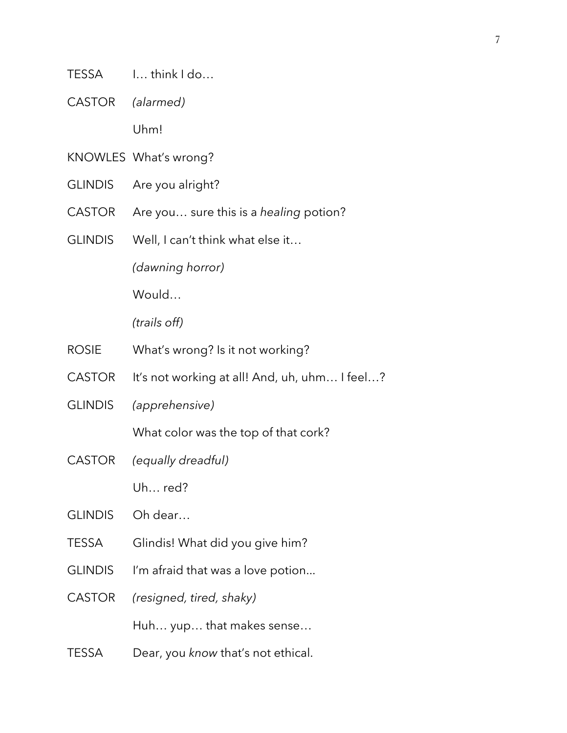TESSA I… think I do…

CASTOR *(alarmed)*

Uhm!

KNOWLES What's wrong?

GLINDIS Are you alright?

CASTOR Are you… sure this is a *healing* potion?

GLINDIS Well, I can't think what else it…

*(dawning horror)*

Would…

*(trails off)*

ROSIE What's wrong? Is it not working?

CASTOR It's not working at all! And, uh, uhm… I feel…?

GLINDIS *(apprehensive)*

What color was the top of that cork?

CASTOR *(equally dreadful)*

Uh… red?

GLINDIS Oh dear…

TESSA Glindis! What did you give him?

GLINDIS I'm afraid that was a love potion...

CASTOR *(resigned, tired, shaky)*

Huh… yup… that makes sense…

TESSA Dear, you *know* that's not ethical.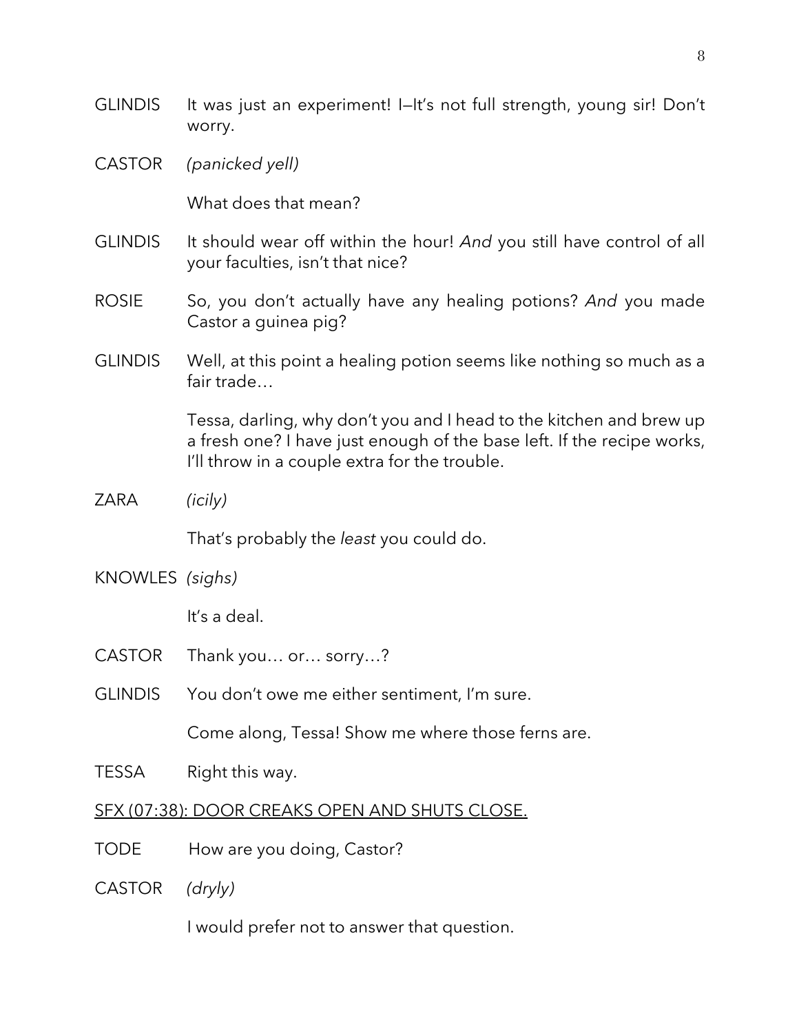GLINDIS It was just an experiment! I—It's not full strength, young sir! Don't worry.

CASTOR *(panicked yell)*

What does that mean?

GLINDIS It should wear off within the hour! *And* you still have control of all your faculties, isn't that nice?

ROSIE So, you don't actually have any healing potions? *And* you made Castor a guinea pig?

GLINDIS Well, at this point a healing potion seems like nothing so much as a fair trade…

Tessa, darling, why don't you and I head to the kitchen and brew up a fresh one? I have just enough of the base left. If the recipe works, I'll throw in a couple extra for the trouble.

ZARA *(icily)*

That's probably the *least* you could do.

KNOWLES *(sighs)*

It's a deal.

CASTOR Thank you… or… sorry…?

GLINDIS You don't owe me either sentiment, I'm sure.

Come along, Tessa! Show me where those ferns are.

TESSA Right this way.

<u>SFX (07:38): DOOR CREAKS OPEN AND SHUTS CLOSE.</u>

TODE How are you doing, Castor?

CASTOR *(dryly)*

I would prefer not to answer that question.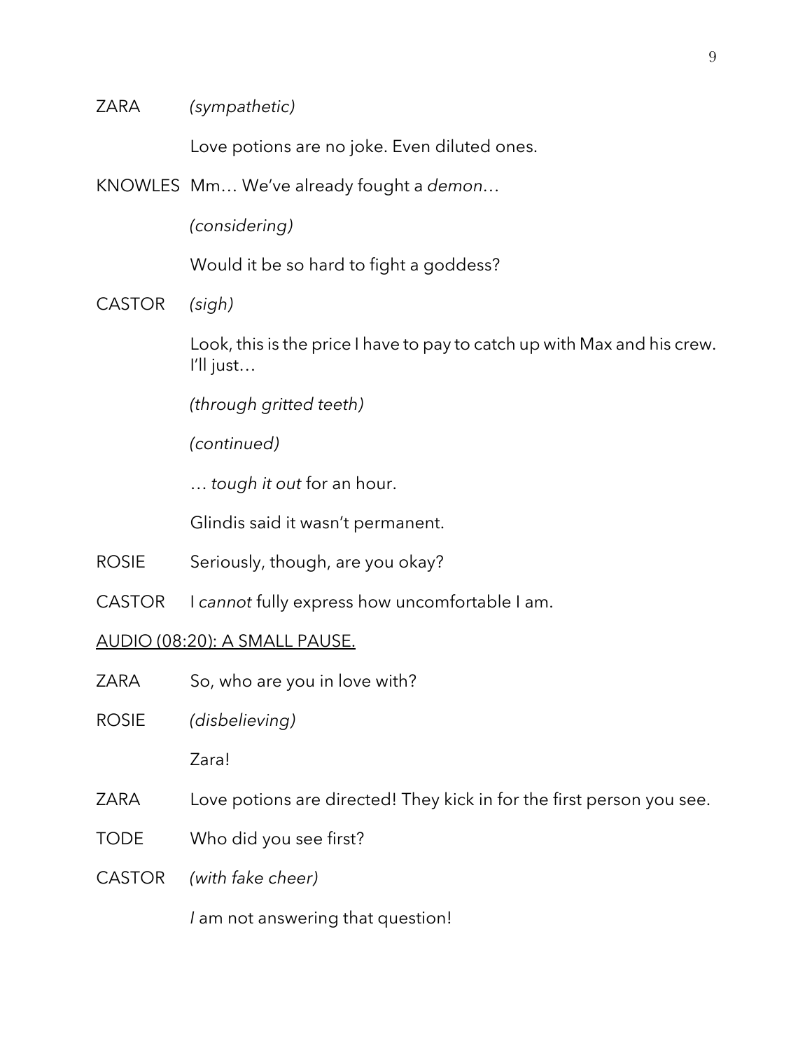ZARA *(sympathetic)*

Love potions are no joke. Even diluted ones.

KNOWLES Mm… We've already fought a *demon*…

*(considering)*

Would it be so hard to fight a goddess?

CASTOR *(sigh)*

Look, this is the price I have to pay to catch up with Max and his crew. I'll just…

*(through gritted teeth)*

*(continued)*

… *tough it out* for an hour.

Glindis said it wasn't permanent.

ROSIE Seriously, though, are you okay?

CASTOR I *cannot* fully express how uncomfortable I am.

<u>AUDIO (08:20): A SMALL PAUSE.</u>

ZARA So, who are you in love with?

ROSIE *(disbelieving)*

Zara!

ZARA Love potions are directed! They kick in for the first person you see.

TODE Who did you see first?

CASTOR *(with fake cheer)*

*I* am not answering that question!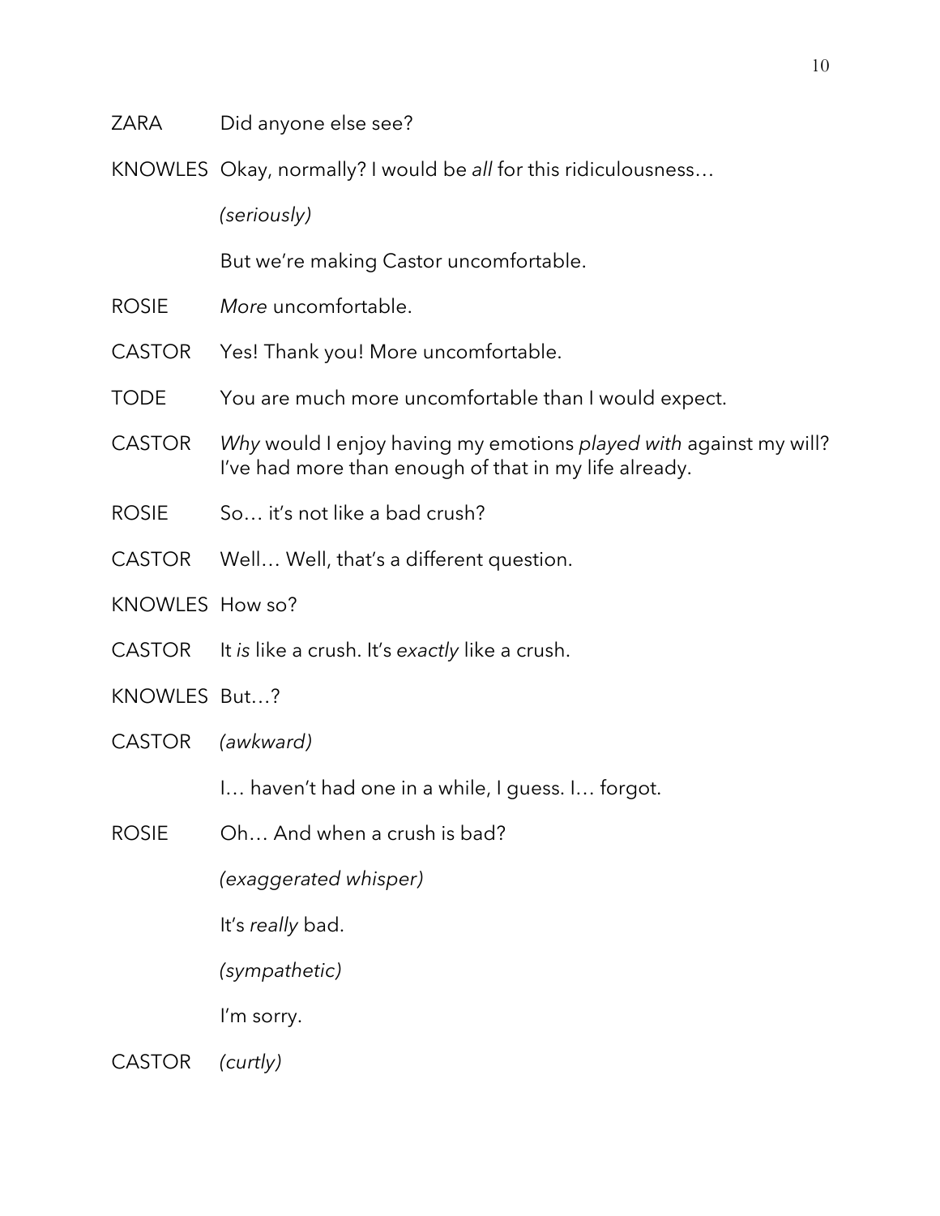ZARA Did anyone else see?

KNOWLES Okay, normally? I would be *all* for this ridiculousness…

*(seriously)*

But we're making Castor uncomfortable.

ROSIE *More* uncomfortable.

CASTOR Yes! Thank you! More uncomfortable.

TODE You are much more uncomfortable than I would expect.

CASTOR *Why* would I enjoy having my emotions *played with* against my will? I've had more than enough of that in my life already.

ROSIE So… it's not like a bad crush?

CASTOR Well… Well, that's a different question.

KNOWLES How so?

CASTOR It *is* like a crush. It's *exactly* like a crush.

KNOWLES But…?

CASTOR *(awkward)*

I… haven't had one in a while, I guess. I… forgot.

ROSIE Oh… And when a crush is bad?

*(exaggerated whisper)*

It's *really* bad.

*(sympathetic)*

I'm sorry.

CASTOR *(curtly)*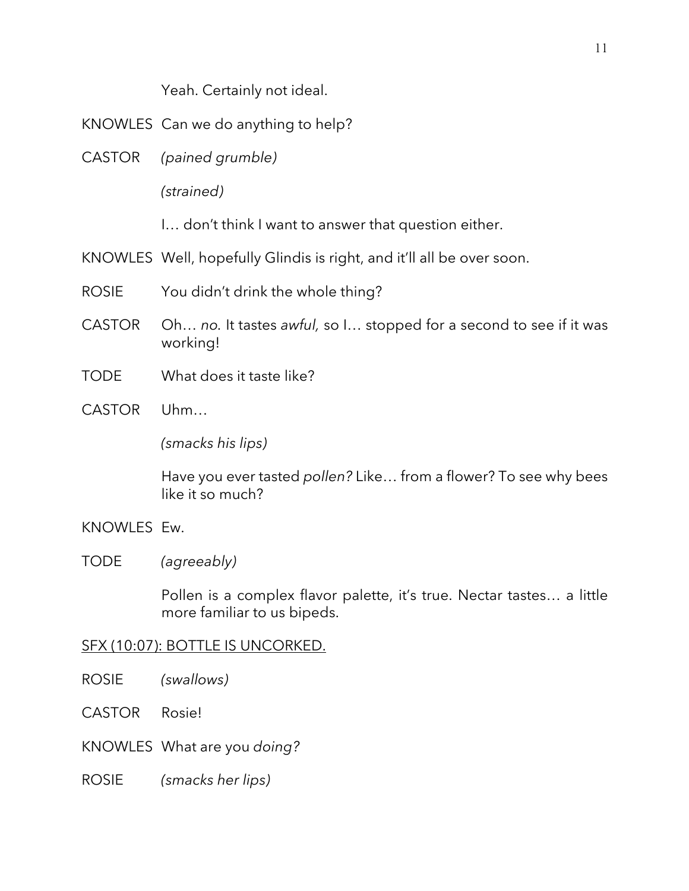Yeah. Certainly not ideal.

KNOWLES Can we do anything to help?

CASTOR *(pained grumble)*

*(strained)*

I… don't think I want to answer that question either.

KNOWLES Well, hopefully Glindis is right, and it'll all be over soon.

ROSIE You didn't drink the whole thing?

CASTOR Oh… *no.* It tastes *awful,* so I… stopped for a second to see if it was working!

TODE What does it taste like?

CASTOR Uhm…

*(smacks his lips)*

Have you ever tasted *pollen?* Like… from a flower? To see why bees like it so much?

KNOWLES Ew.

TODE *(agreeably)*

Pollen is a complex flavor palette, it's true. Nectar tastes… a little more familiar to us bipeds.

<u>SFX (10:07): BOTTLE IS UNCORKED.</u>

ROSIE *(swallows)*

CASTOR Rosie!

KNOWLES What are you *doing?*

ROSIE *(smacks her lips)*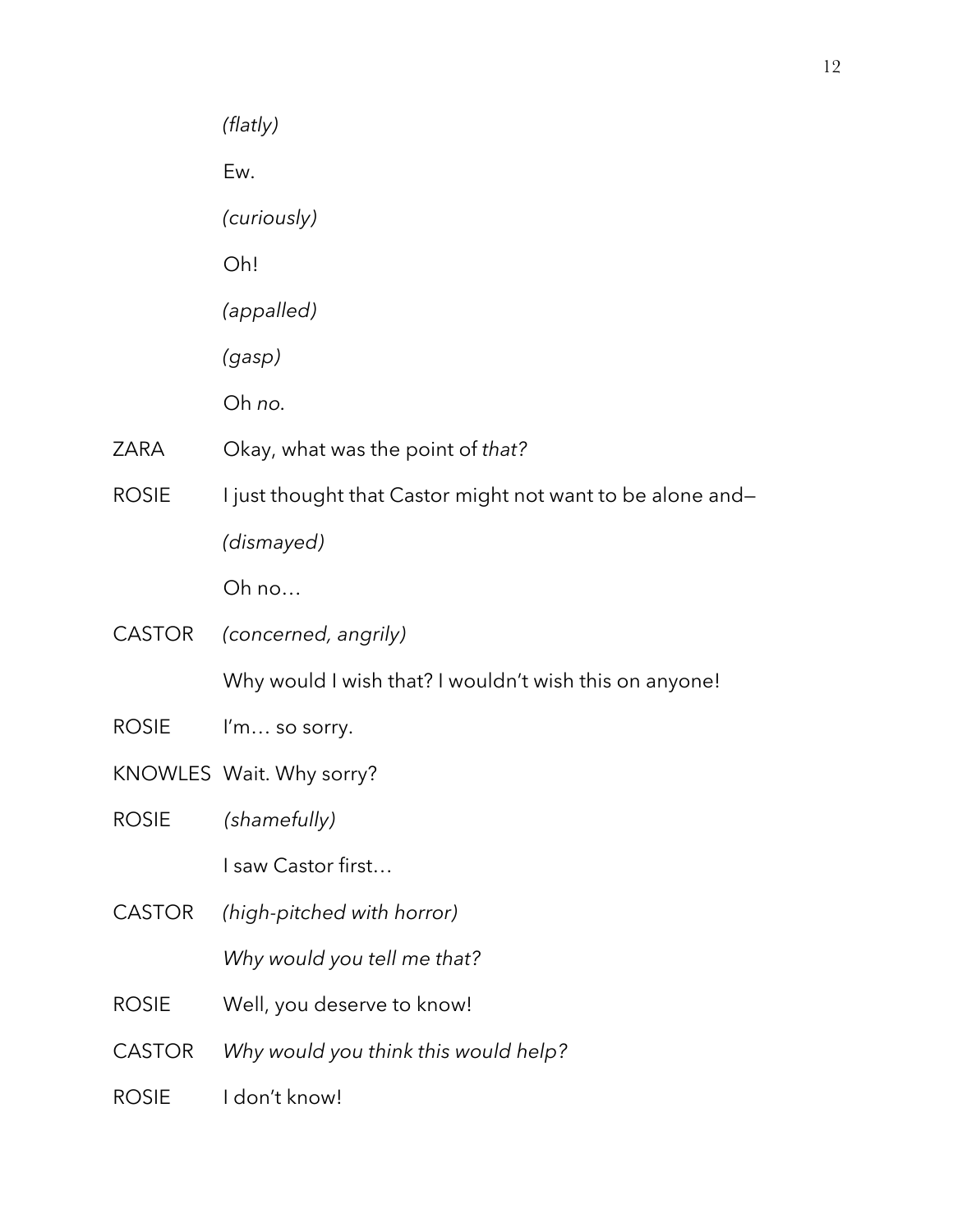*(flatly)*

Ew.

*(curiously)*

Oh!

*(appalled)*

*(gasp)*

Oh *no*.

ZARA Okay, what was the point of *that?*

ROSIE I just thought that Castor might not want to be alone and—

*(dismayed)*

Oh no…

CASTOR *(concerned, angrily)*

Why would I wish that? I wouldn't wish this on anyone!

ROSIE I'm… so sorry.

KNOWLES Wait. Why sorry?

ROSIE *(shamefully)*

I saw Castor first…

CASTOR *(high-pitched with horror)*

*Why would you tell me that?*

ROSIE Well, you deserve to know!

CASTOR *Why would you think this would help?*

ROSIE I don't know!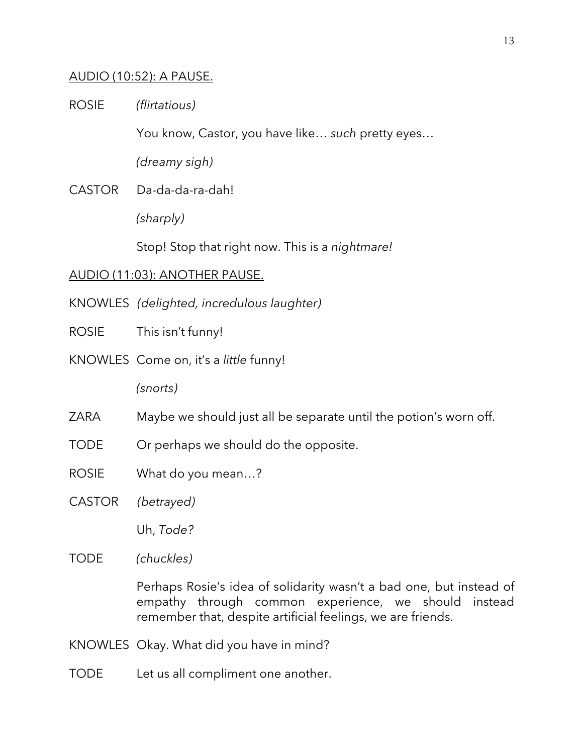<u>AUDIO (10:52): A PAUSE.</u>

ROSIE *(flirtatious)*

You know, Castor, you have like… *such* pretty eyes…

*(dreamy sigh)*

CASTOR Da-da-da-ra-dah!

*(sharply)*

Stop! Stop that right now. This is a *nightmare!*

<u>AUDIO (11:03): ANOTHER PAUSE.</u>

KNOWLES *(delighted, incredulous laughter)*

ROSIE This isn't funny!

KNOWLES Come on, it's a *little* funny!

*(snorts)*

ZARA Maybe we should just all be separate until the potion's worn off.

TODE Or perhaps we should do the opposite.

ROSIE What do you mean…?

CASTOR *(betrayed)*

Uh, *Tode?*

TODE *(chuckles)*

Perhaps Rosie's idea of solidarity wasn't a bad one, but instead of empathy through common experience, we should instead remember that, despite artificial feelings, we are friends.

KNOWLES Okay. What did you have in mind?

TODE Let us all compliment one another.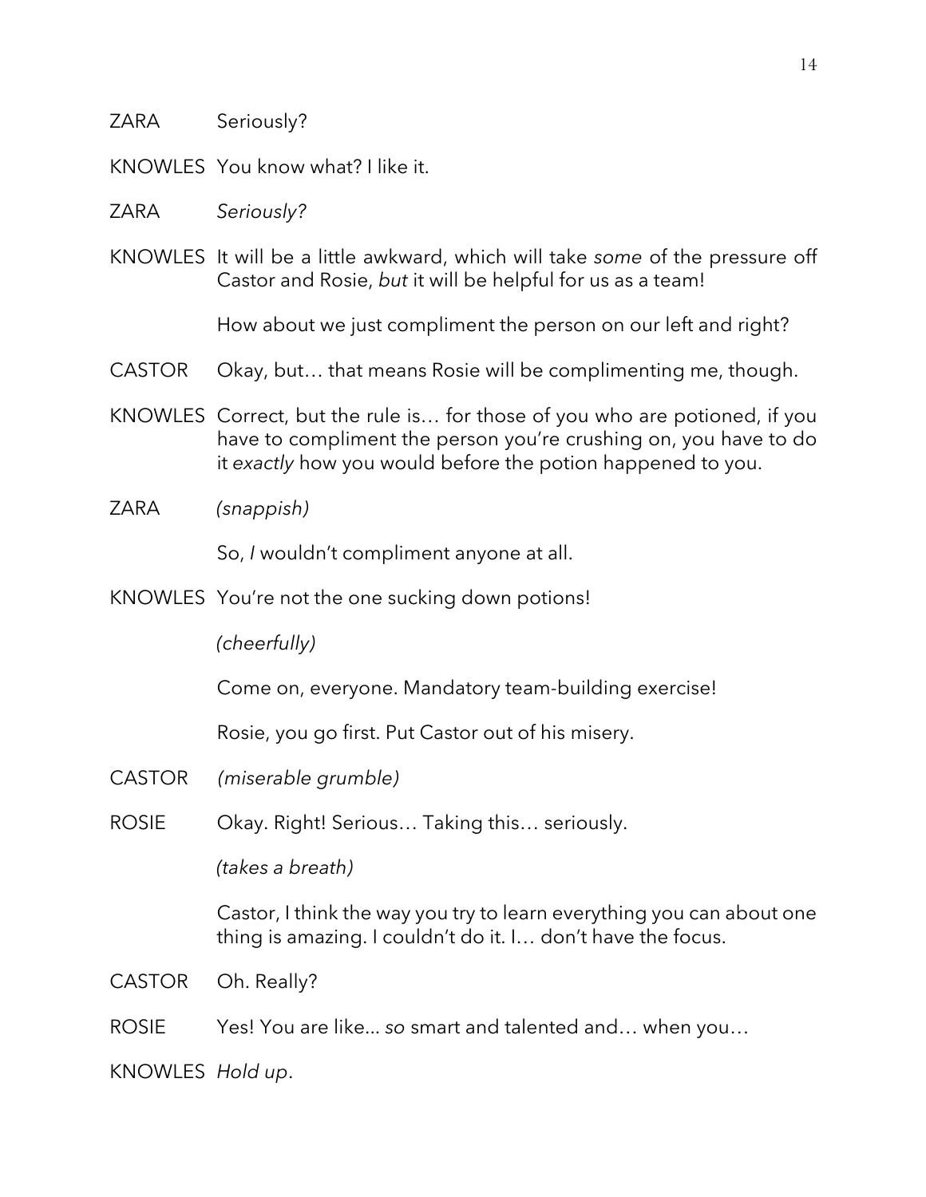ZARA Seriously?

KNOWLES You know what? I like it.

ZARA *Seriously?*

KNOWLES It will be a little awkward, which will take *some* of the pressure off Castor and Rosie, *but* it will be helpful for us as a team!

How about we just compliment the person on our left and right?

CASTOR Okay, but… that means Rosie will be complimenting me, though.

KNOWLES Correct, but the rule is… for those of you who are potioned, if you have to compliment the person you're crushing on, you have to do it *exactly* how you would before the potion happened to you.

ZARA *(snappish)*

So, *I* wouldn't compliment anyone at all.

KNOWLES You're not the one sucking down potions!

*(cheerfully)*

Come on, everyone. Mandatory team-building exercise!

Rosie, you go first. Put Castor out of his misery.

CASTOR *(miserable grumble)*

ROSIE Okay. Right! Serious… Taking this… seriously.

*(takes a breath)*

Castor, I think the way you try to learn everything you can about one thing is amazing. I couldn't do it. I… don't have the focus.

CASTOR Oh. Really?

ROSIE Yes! You are like... *so* smart and talented and… when you…

KNOWLES *Hold up*.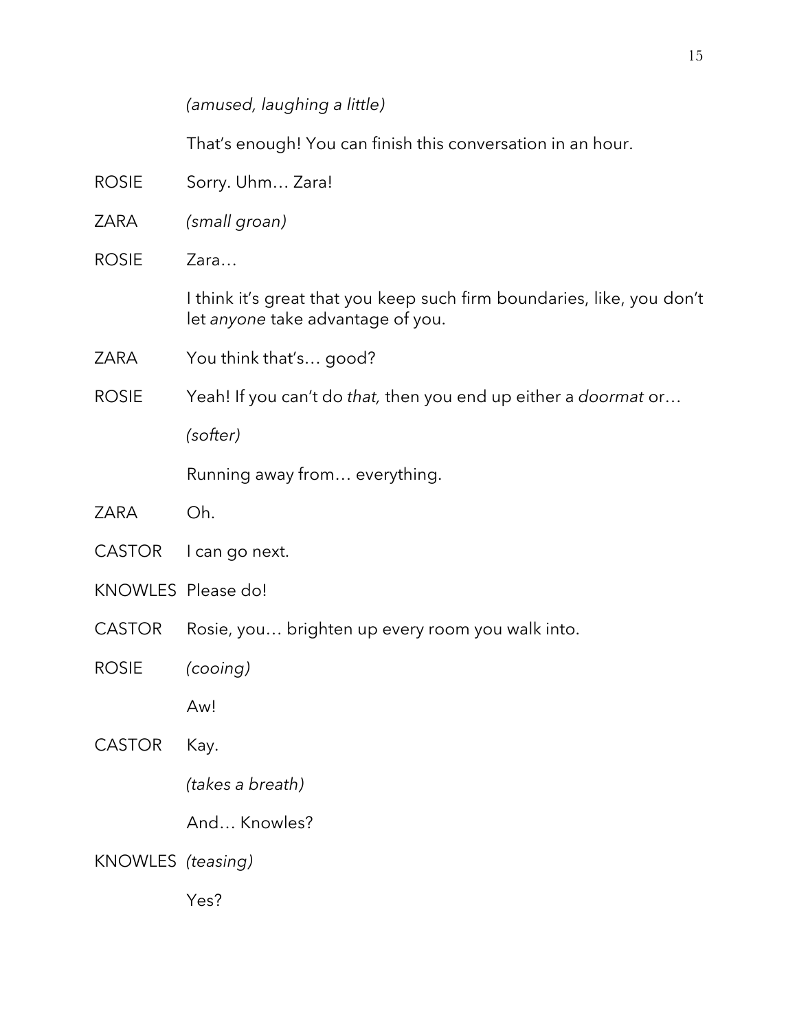*(amused, laughing a little)*

That's enough! You can finish this conversation in an hour.

ROSIE Sorry. Uhm… Zara!

ZARA *(small groan)*

ROSIE Zara…

I think it's great that you keep such firm boundaries, like, you don't let *anyone* take advantage of you.

ZARA You think that's… good?

ROSIE Yeah! If you can't do *that,* then you end up either a *doormat* or…

*(softer)*

Running away from… everything.

ZARA Oh.

CASTOR I can go next.

KNOWLES Please do!

CASTOR Rosie, you… brighten up every room you walk into.

ROSIE *(cooing)*

Aw!

CASTOR Kay.

*(takes a breath)*

And… Knowles?

KNOWLES *(teasing)*

Yes?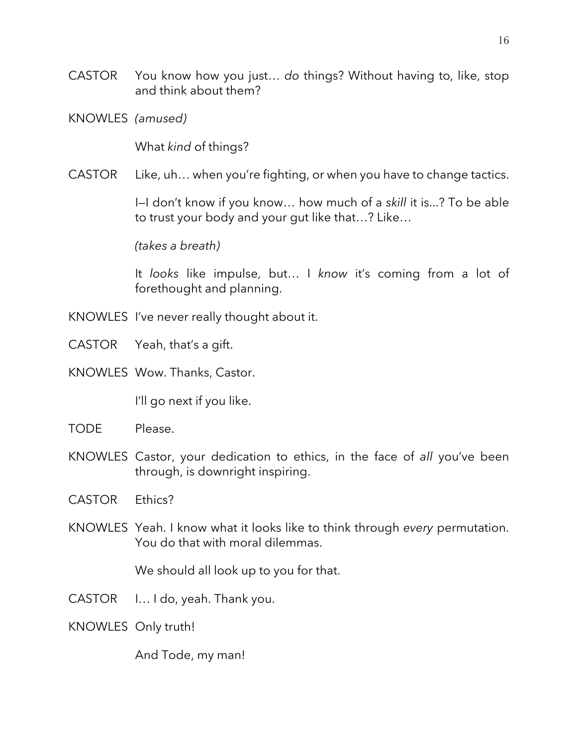CASTOR You know how you just… *do* things? Without having to, like, stop and think about them?

KNOWLES *(amused)*

What *kind* of things?

CASTOR Like, uh… when you're fighting, or when you have to change tactics.

I—I don't know if you know… how much of a *skill* it is...? To be able to trust your body and your gut like that…? Like…

*(takes a breath)*

It *looks* like impulse, but… I *know* it's coming from a lot of forethought and planning.

KNOWLES I've never really thought about it.

CASTOR Yeah, that's a gift.

KNOWLES Wow. Thanks, Castor.

I'll go next if you like.

TODE Please.

KNOWLES Castor, your dedication to ethics, in the face of *all* you've been through, is downright inspiring.

CASTOR Ethics?

KNOWLES Yeah. I know what it looks like to think through *every* permutation. You do that with moral dilemmas.

We should all look up to you for that.

CASTOR I… I do, yeah. Thank you.

KNOWLES Only truth!

And Tode, my man!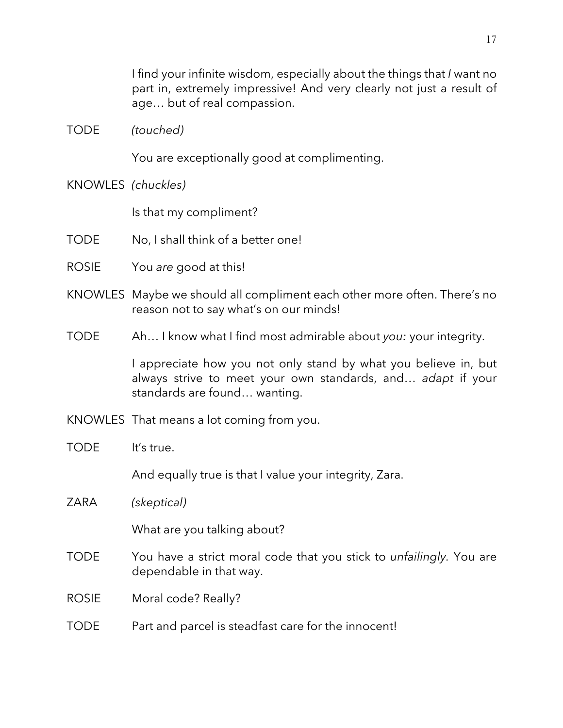I find your infinite wisdom, especially about the things that *I* want no part in, extremely impressive! And very clearly not just a result of age… but of real compassion.

TODE *(touched)*

You are exceptionally good at complimenting.

KNOWLES *(chuckles)*

Is that my compliment?

TODE No, I shall think of a better one!

ROSIE You *are* good at this!

KNOWLES Maybe we should all compliment each other more often. There's no reason not to say what's on our minds!

TODE Ah… I know what I find most admirable about *you:* your integrity.

I appreciate how you not only stand by what you believe in, but always strive to meet your own standards, and… *adapt* if your standards are found… wanting.

KNOWLES That means a lot coming from you.

TODE It's true.

And equally true is that I value your integrity, Zara.

ZARA *(skeptical)*

What are you talking about?

TODE You have a strict moral code that you stick to *unfailingly*. You are dependable in that way.

ROSIE Moral code? Really?

TODE Part and parcel is steadfast care for the innocent!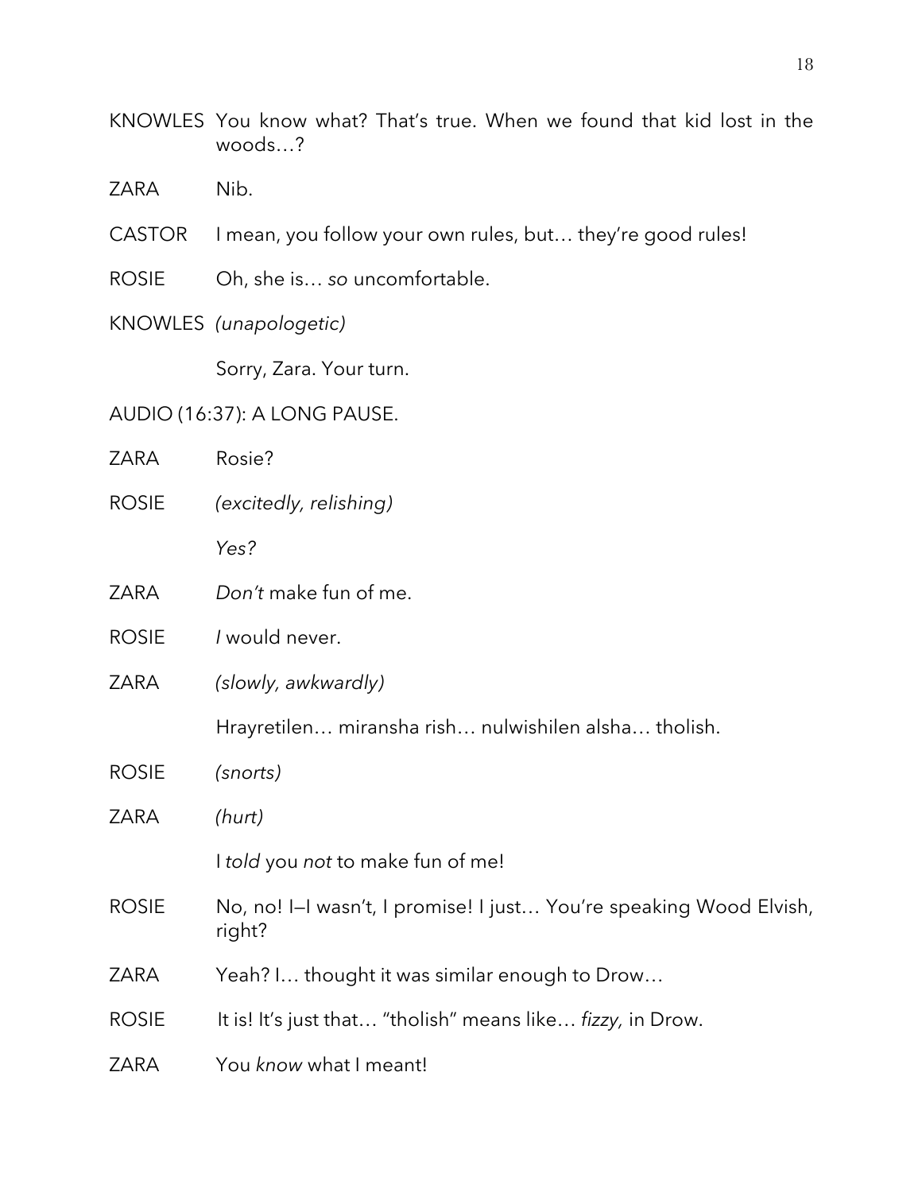KNOWLES You know what? That's true. When we found that kid lost in the woods…?

ZARA Nib.

CASTOR I mean, you follow your own rules, but… they're good rules!

ROSIE Oh, she is… *so* uncomfortable.

KNOWLES *(unapologetic)*

Sorry, Zara. Your turn.

AUDIO (16:37): A LONG PAUSE.

ZARA Rosie?

ROSIE *(excitedly, relishing)*

*Yes?*

ZARA *Don't* make fun of me.

ROSIE *I* would never.

ZARA *(slowly, awkwardly)*

Hrayretilen… miransha rish… nulwishilen alsha… tholish.

ROSIE *(snorts)*

ZARA *(hurt)*

I *told* you *not* to make fun of me!

ROSIE No, no! I—I wasn't, I promise! I just… You're speaking Wood Elvish, right?

ZARA Yeah? I… thought it was similar enough to Drow…

ROSIE It is! It's just that… "tholish" means like… *fizzy,* in Drow.

ZARA You *know* what I meant!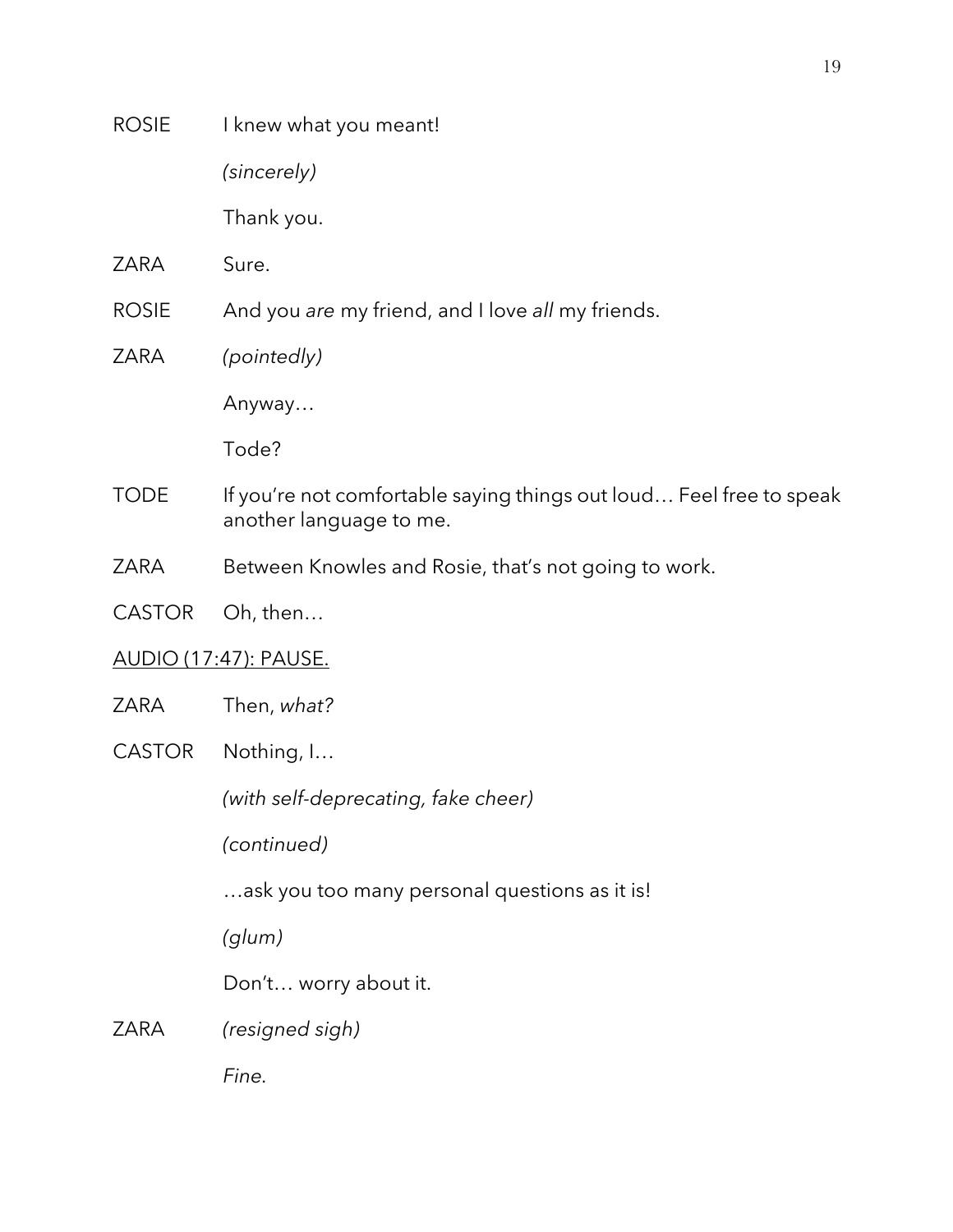ROSIE I knew what you meant!

*(sincerely)*

Thank you.

ZARA Sure.

ROSIE And you *are* my friend, and I love *all* my friends.

ZARA *(pointedly)*

Anyway…

Tode?

TODE If you're not comfortable saying things out loud… Feel free to speak another language to me.

ZARA Between Knowles and Rosie, that's not going to work.

CASTOR Oh, then…

<u>AUDIO (17:47): PAUSE.</u>

ZARA Then, *what?*

CASTOR Nothing, I…

*(with self-deprecating, fake cheer)*

*(continued)*

…ask you too many personal questions as it is!

*(glum)*

Don't… worry about it.

ZARA *(resigned sigh)*

*Fine.*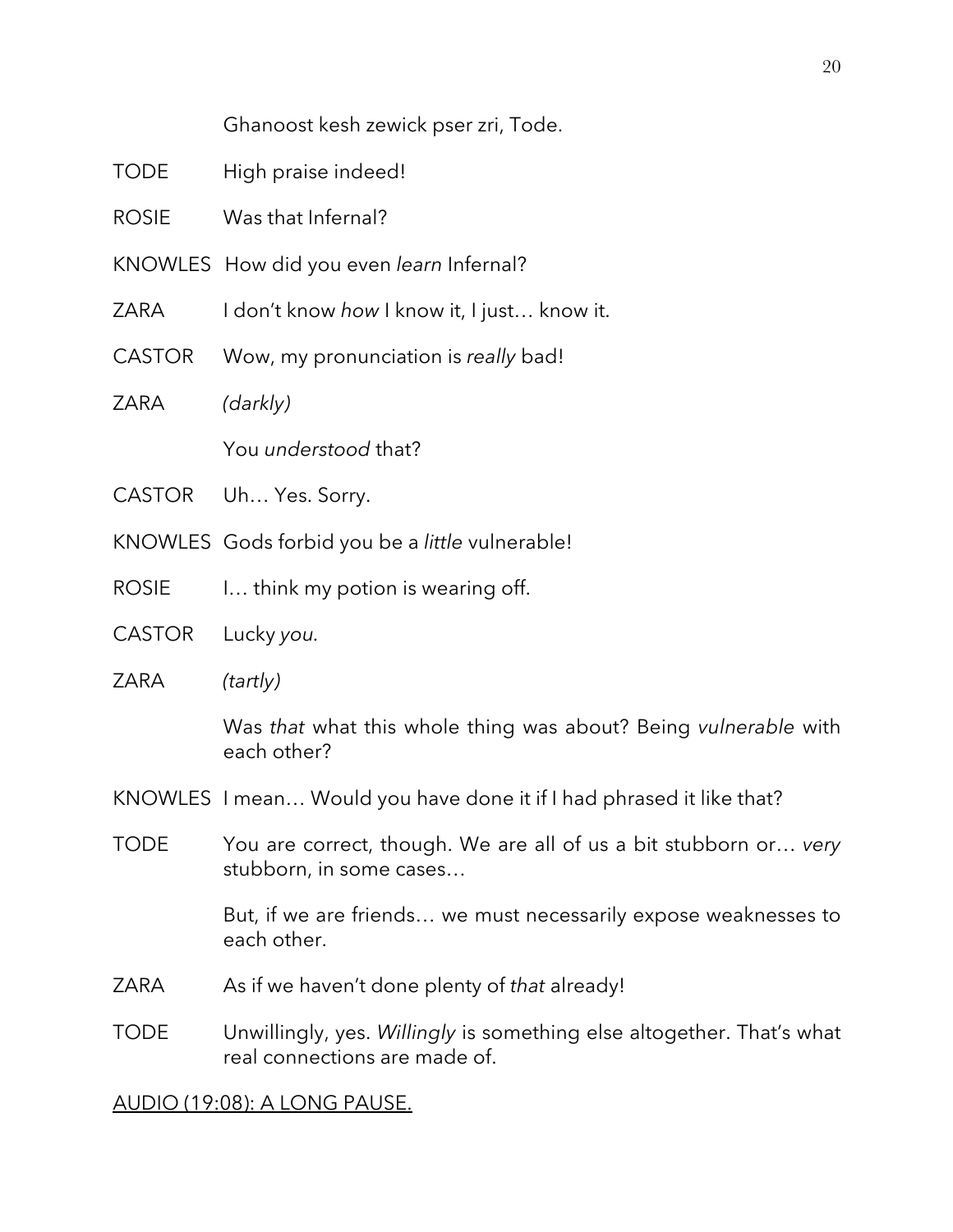Ghanoost kesh zewick pser zri, Tode.

TODE High praise indeed!

ROSIE Was that Infernal?

KNOWLES How did you even *learn* Infernal?

ZARA I don't know *how* I know it, I just… know it.

CASTOR Wow, my pronunciation is *really* bad!

ZARA *(darkly)*

You *understood* that?

CASTOR Uh… Yes. Sorry.

KNOWLES Gods forbid you be a *little* vulnerable!

ROSIE I… think my potion is wearing off.

CASTOR Lucky *you*.

ZARA *(tartly)*

Was *that* what this whole thing was about? Being *vulnerable* with each other?

KNOWLES I mean… Would you have done it if I had phrased it like that?

TODE You are correct, though. We are all of us a bit stubborn or… *very* stubborn, in some cases…

But, if we are friends… we must necessarily expose weaknesses to each other.

ZARA As if we haven't done plenty of *that* already!

TODE Unwillingly, yes. *Willingly* is something else altogether. That's what real connections are made of.

<u>AUDIO (19:08): A LONG PAUSE.</u>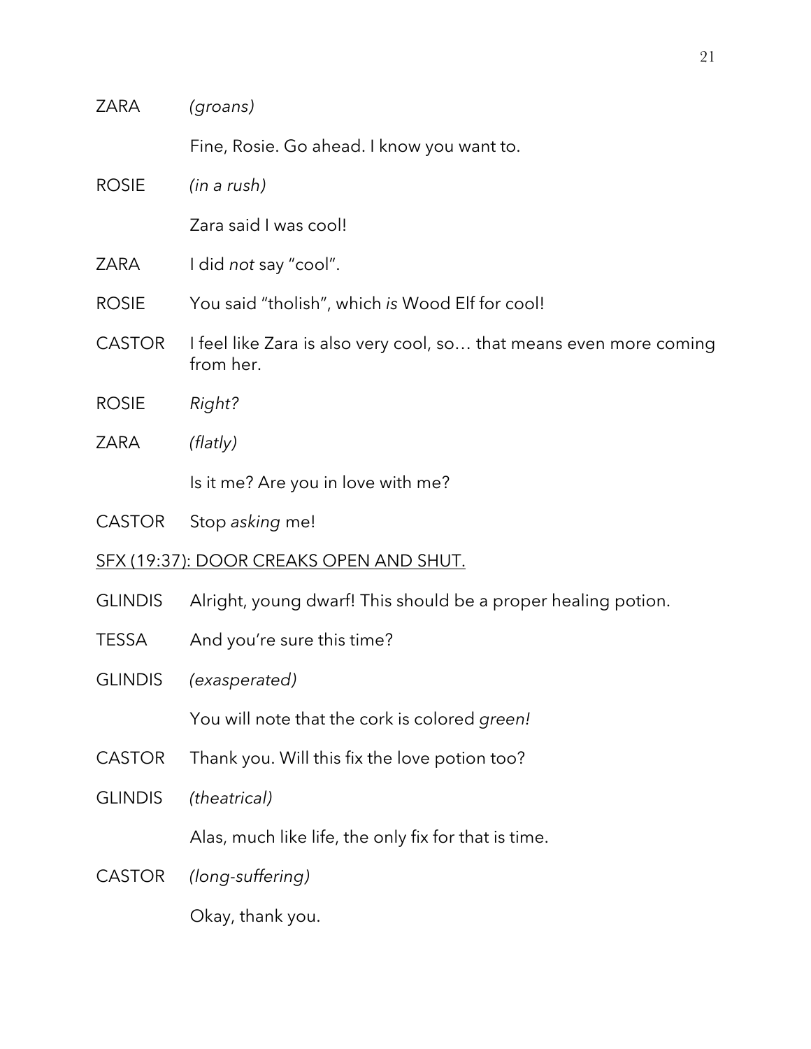ZARA *(groans)*

Fine, Rosie. Go ahead. I know you want to.

ROSIE *(in a rush)*

Zara said I was cool!

ZARA I did *not* say "cool".

ROSIE You said "tholish", which *is* Wood Elf for cool!

CASTOR I feel like Zara is also very cool, so… that means even more coming from her.

ROSIE *Right?*

ZARA *(flatly)*

Is it me? Are you in love with me?

CASTOR Stop *asking* me!

<u>SFX (19:37): DOOR CREAKS OPEN AND SHUT.</u>

GLINDIS Alright, young dwarf! This should be a proper healing potion.

TESSA And you're sure this time?

GLINDIS *(exasperated)*

You will note that the cork is colored *green!*

CASTOR Thank you. Will this fix the love potion too?

GLINDIS *(theatrical)*

Alas, much like life, the only fix for that is time.

CASTOR *(long-suffering)*

Okay, thank you.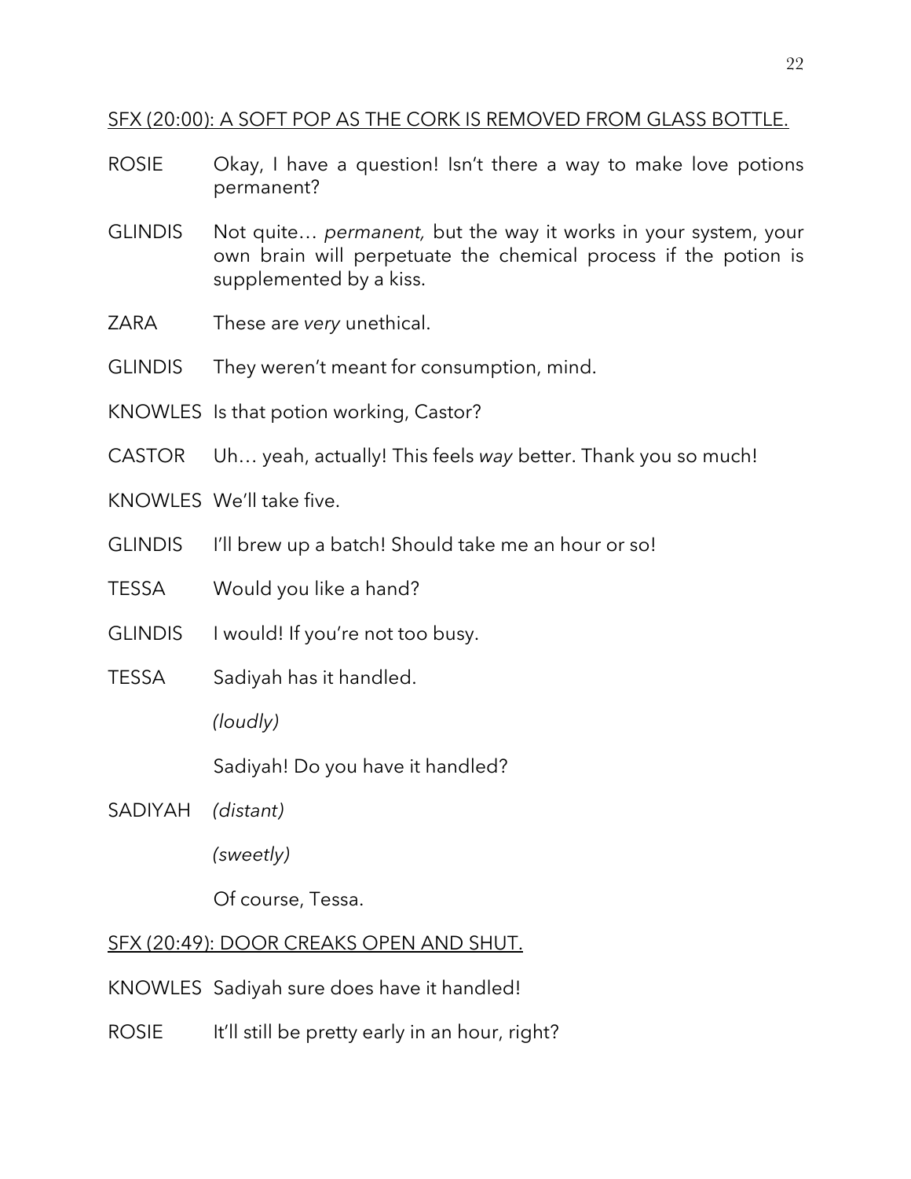<u>SFX (20:00): A SOFT POP AS THE CORK IS REMOVED FROM GLASS BOTTLE.</u>

ROSIE Okay, I have a question! Isn't there a way to make love potions permanent?

GLINDIS Not quite… *permanent,* but the way it works in your system, your own brain will perpetuate the chemical process if the potion is supplemented by a kiss.

ZARA These are *very* unethical.

GLINDIS They weren't meant for consumption, mind.

KNOWLES Is that potion working, Castor?

CASTOR Uh… yeah, actually! This feels *way* better. Thank you so much!

KNOWLES We'll take five.

GLINDIS I'll brew up a batch! Should take me an hour or so!

TESSA Would you like a hand?

GLINDIS I would! If you're not too busy.

TESSA Sadiyah has it handled.

*(loudly)*

Sadiyah! Do you have it handled?

SADIYAH *(distant)*

*(sweetly)*

Of course, Tessa.

<u>SFX (20:49): DOOR CREAKS OPEN AND SHUT.</u>

KNOWLES Sadiyah sure does have it handled!

ROSIE It'll still be pretty early in an hour, right?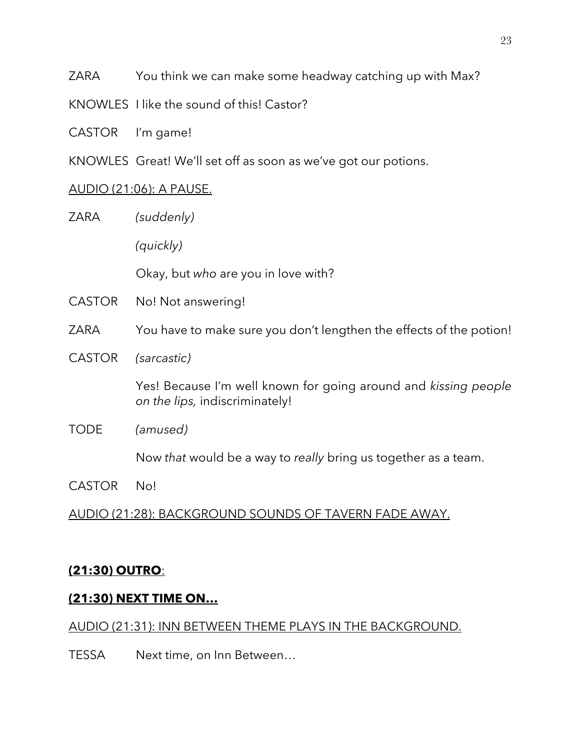ZARA You think we can make some headway catching up with Max?

KNOWLES I like the sound of this! Castor?

CASTOR I'm game!

KNOWLES Great! We'll set off as soon as we've got our potions.

<u>AUDIO (21:06): A PAUSE.</u>

ZARA *(suddenly)*

*(quickly)*

Okay, but *who* are you in love with?

CASTOR No! Not answering!

ZARA You have to make sure you don't lengthen the effects of the potion!

CASTOR *(sarcastic)*

Yes! Because I'm well known for going around and *kissing people on the lips,* indiscriminately!

TODE *(amused)*

Now *that* would be a way to *really* bring us together as a team.

CASTOR No!

<u>AUDIO (21:28): BACKGROUND SOUNDS OF TAVERN FADE AWAY.</u>

<u>**(21:30) OUTRO**:</u>

<u>**(21:30) NEXT TIME ON…**</u>

<u>AUDIO (21:31): INN BETWEEN THEME PLAYS IN THE BACKGROUND.</u>

TESSA Next time, on Inn Between…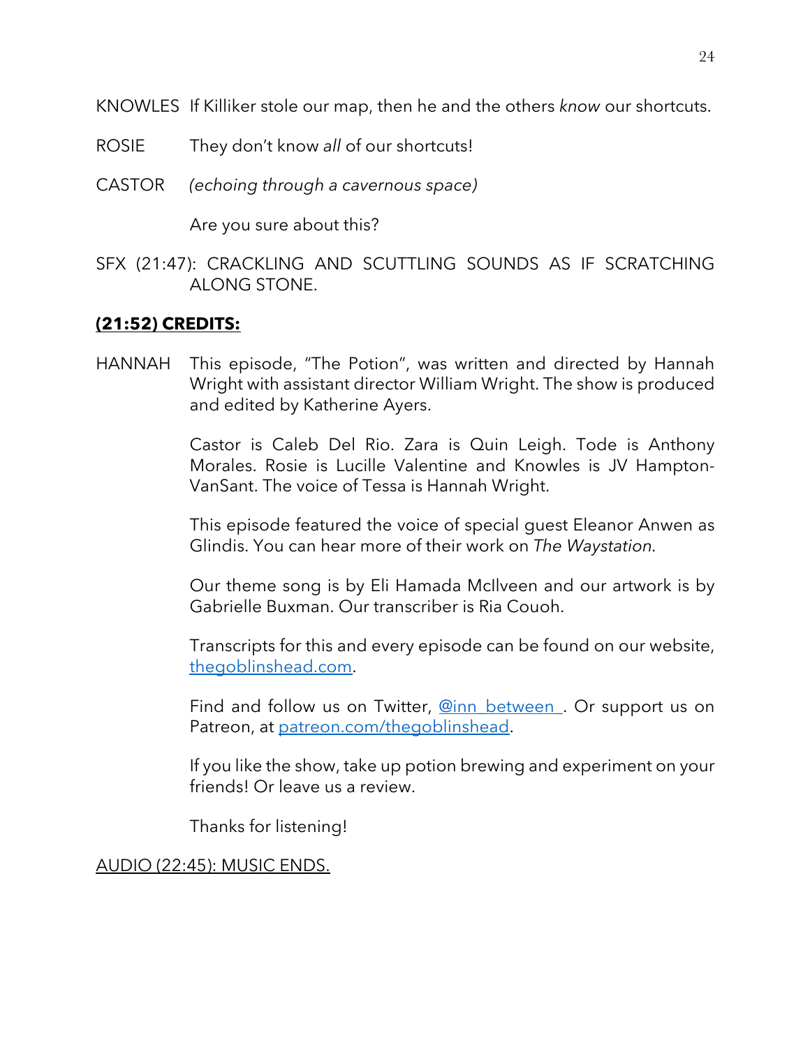KNOWLES If Killiker stole our map, then he and the others *know* our shortcuts.

ROSIE They don't know *all* of our shortcuts!

CASTOR *(echoing through a cavernous space)*

Are you sure about this?

SFX (21:47): CRACKLING AND SCUTTLING SOUNDS AS IF SCRATCHING ALONG STONE.

**(21:52) CREDITS:**

HANNAH This episode, "The Potion", was written and directed by Hannah Wright with assistant director William Wright. The show is produced and edited by Katherine Ayers.

Castor is Caleb Del Rio. Zara is Quin Leigh. Tode is Anthony Morales. Rosie is Lucille Valentine and Knowles is JV Hampton-VanSant. The voice of Tessa is Hannah Wright.

This episode featured the voice of special guest Eleanor Anwen as Glindis. You can hear more of their work on *The Waystation*.

Our theme song is by Eli Hamada McIlveen and our artwork is by Gabrielle Buxman. Our transcriber is Ria Couoh.

Transcripts for this and every episode can be found on our website, [thegoblinshead.com](thegoblinshead.com).

Find and follow us on Twitter, [@inn_between_](@inn_between_). Or support us on Patreon, at [patreon.com/thegoblinshead](patreon.com/thegoblinshead).

If you like the show, take up potion brewing and experiment on your friends! Or leave us a review.

Thanks for listening!

AUDIO (22:45): MUSIC ENDS.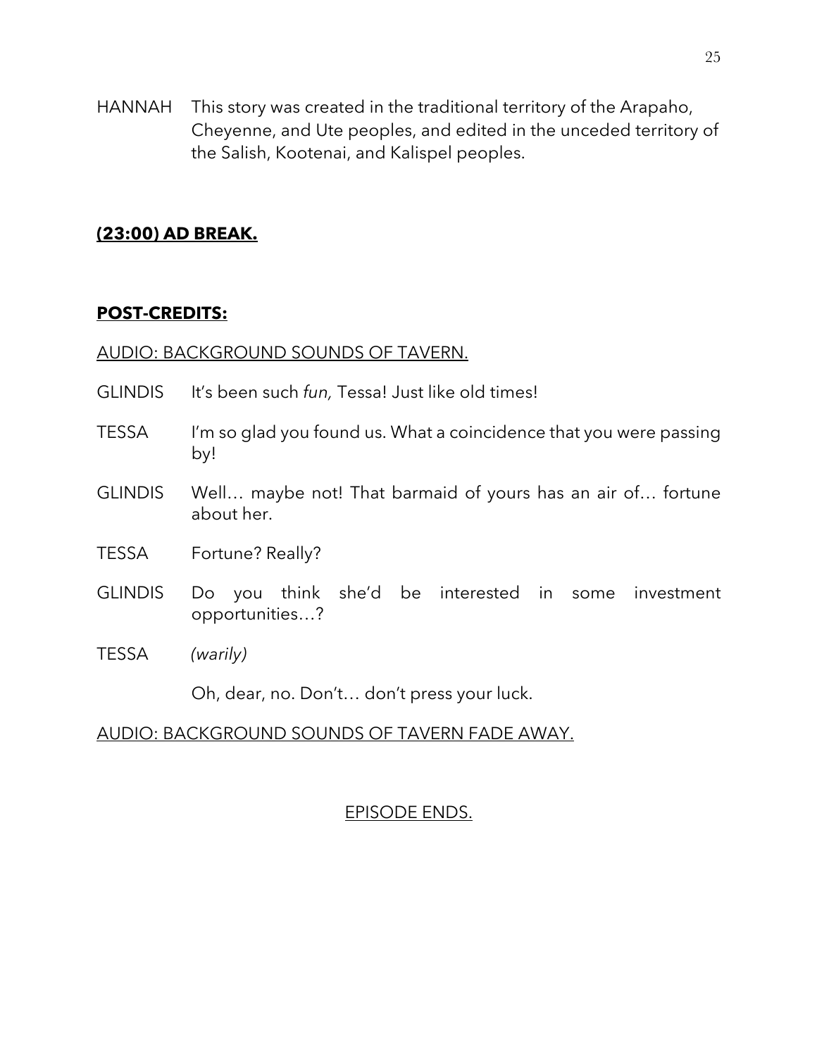HANNAH This story was created in the traditional territory of the Arapaho, Cheyenne, and Ute peoples, and edited in the unceded territory of the Salish, Kootenai, and Kalispel peoples.

**(23:00) AD BREAK.**

**POST-CREDITS:**

AUDIO: BACKGROUND SOUNDS OF TAVERN.

GLINDIS It's been such *fun,* Tessa! Just like old times!

TESSA I'm so glad you found us. What a coincidence that you were passing by!

GLINDIS Well… maybe not! That barmaid of yours has an air of… fortune about her.

TESSA Fortune? Really?

GLINDIS Do you think she'd be interested in some investment opportunities…?

TESSA *(warily)*

Oh, dear, no. Don't… don't press your luck.

AUDIO: BACKGROUND SOUNDS OF TAVERN FADE AWAY.

EPISODE ENDS.